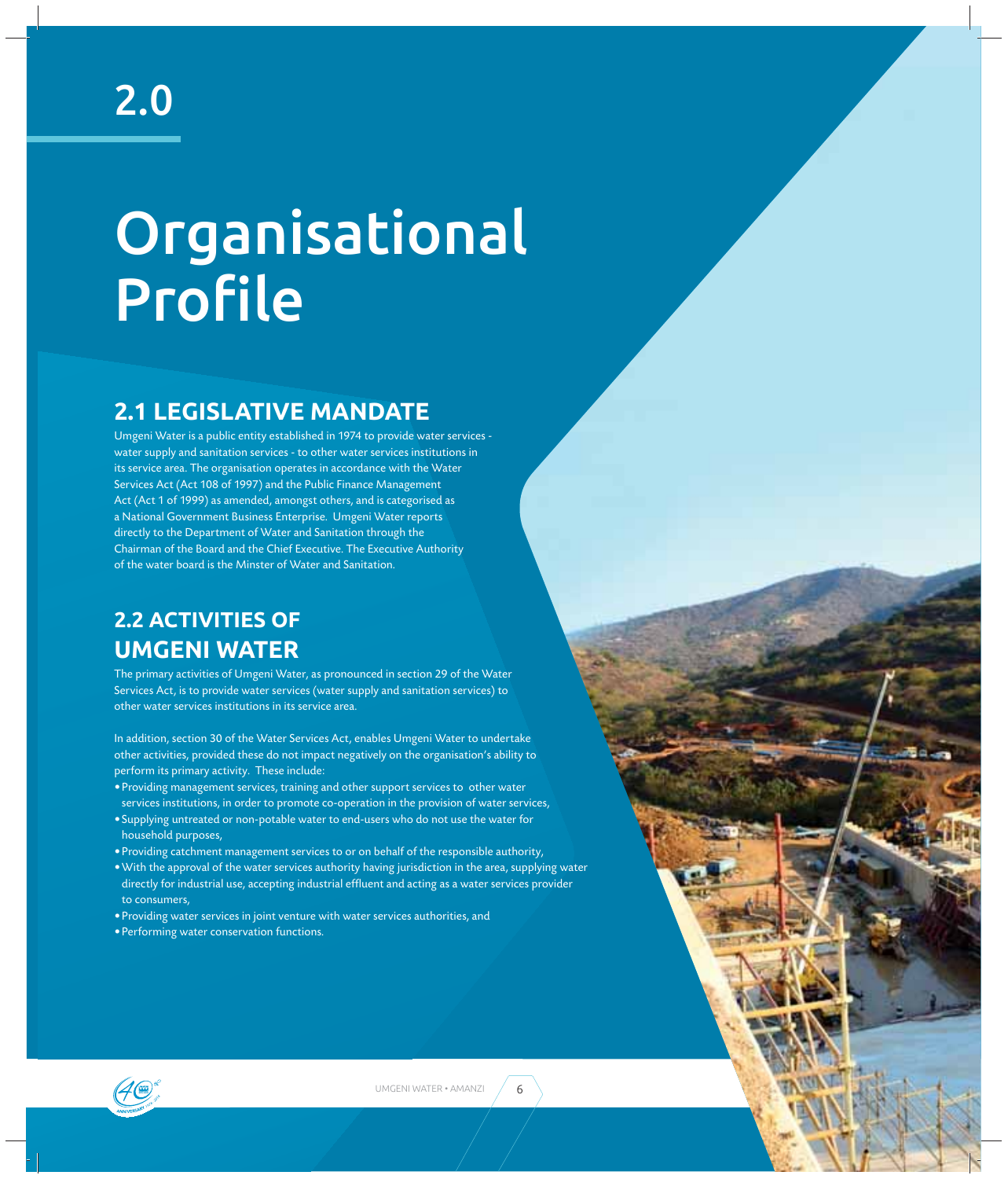# 2.0

# Organisational Profile

## 2.1 LEGISLATIVE MANDATE

Umgeni Water is a public entity established in 1974 to provide water services - water supply and sanitation services - to other water services institutions in its service area. The organisation operates in accordance with the Water Services Act (Act 108 of 1997) and the Public Finance Management Act (Act 1 of 1999) as amended, amongst others, and is categorised as a National Government Business Enterprise. Umgeni Water reports directly to the Department of Water and Sanitation through the Chairman of the Board and the Chief Executive. The Executive Authority of the water board is the Minster of Water and Sanitation.

## 2.2 ACTIVITIES OF UMGENI WATER

The primary activities of Umgeni Water, as pronounced in section 29 of the Water Services Act, is to provide water services (water supply and sanitation services) to other water services institutions in its service area.

In addition, section 30 of the Water Services Act, enables Umgeni Water to undertake other activities, provided these do not impact negatively on the organisation's ability to perform its primary activity. These include:

- Providing management services, training and other support services to other water services institutions, in order to promote co-operation in the provision of water services,
- Supplying untreated or non-potable water to end-users who do not use the water for household purposes,
- Providing catchment management services to or on behalf of the responsible authority,
- With the approval of the water services authority having jurisdiction in the area, supplying water directly for industrial use, accepting industrial effluent and acting as a water services provider to consumers,
- Providing water services in joint venture with water services authorities, and
- Performing water conservation functions.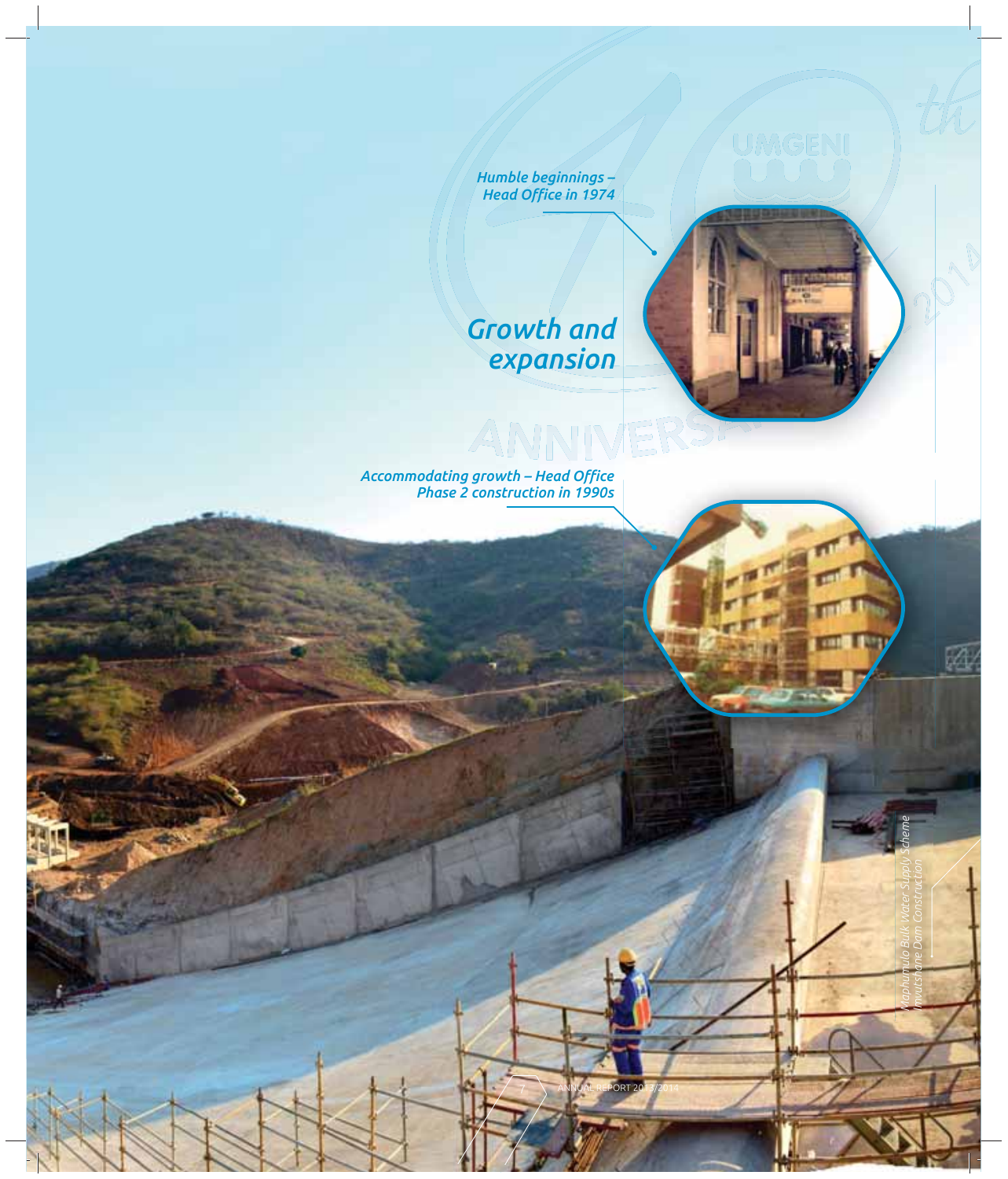## Growth and expansion

*Humble beginnings – Head Office in 1974*

*Accommodating growth – Head Office Phase 2 construction in 1990s*

*Maphumulo Bulk Water Supply Scheme Imvutshane Dam Construction*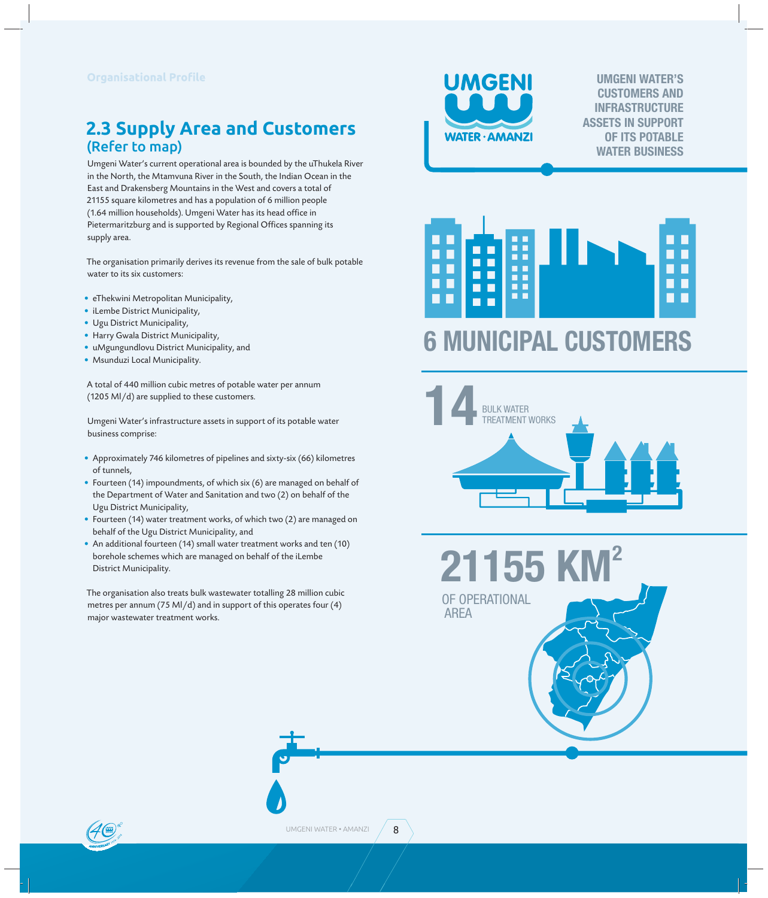## 2.3 Supply Area and Customers

### (Refer to map)

Umgeni Water's current operational area is bounded by the uThukela River in the North, the Mtamvuna River in the South, the Indian Ocean in the East and Drakensberg Mountains in the West and covers a total of 21155 square kilometres and has a population of 6 million people (1.64 million households). Umgeni Water has its head office in Pietermaritzburg and is supported by Regional Offices spanning its supply area.

The organisation primarily derives its revenue from the sale of bulk potable water to its six customers:

- eThekwini Metropolitan Municipality,
- iLembe District Municipality,
- Ugu District Municipality,
- Harry Gwala District Municipality,
- uMgungundlovu District Municipality, and
- Msunduzi Local Municipality.

A total of 440 million cubic metres of potable water per annum (1205 Ml/d) are supplied to these customers.

Umgeni Water's infrastructure assets in support of its potable water business comprise:

- Approximately 746 kilometres of pipelines and sixty-six (66) kilometres of tunnels,
- Fourteen (14) impoundments, of which six (6) are managed on behalf of the Department of Water and Sanitation and two (2) on behalf of the Ugu District Municipality,
- Fourteen (14) water treatment works, of which two (2) are managed on behalf of the Ugu District Municipality, and
- An additional fourteen (14) small water treatment works and ten (10) borehole schemes which are managed on behalf of the iLembe District Municipality.

The organisation also treats bulk wastewater totalling 28 million cubic metres per annum (75 Ml/d) and in support of this operates four (4) major wastewater treatment works.

**UMGENI WATER'S CUSTOMERS AND INFRASTRUCTURE ASSETS IN SUPPORT OF ITS POTABLE WATER BUSINESS**

**6 MUNICIPAL CUSTOMERS**

**14** BULK WATER TREATMENT WORKS

**21155 KM$^2$** OF OPERATIONAL AREA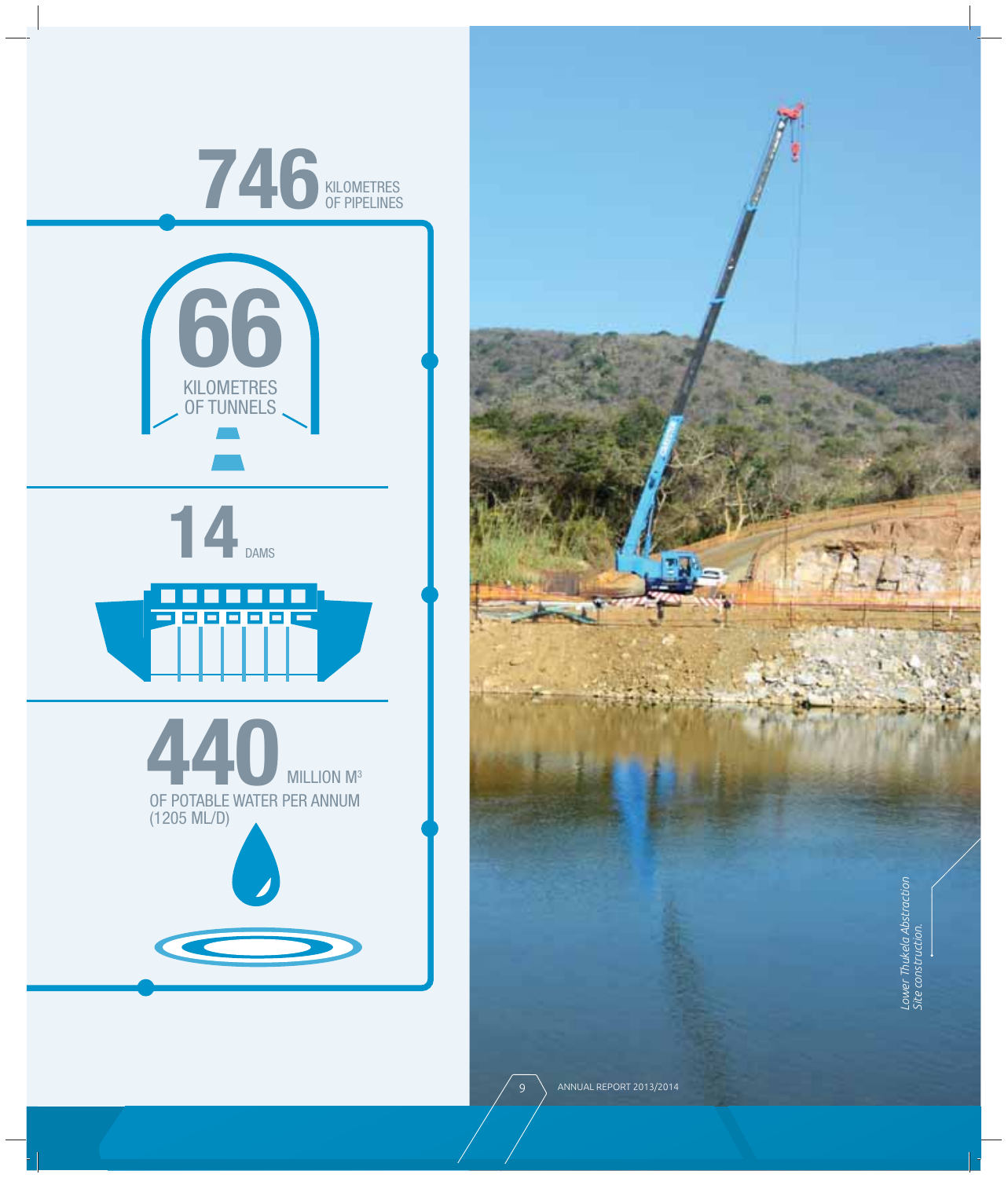**746** KILOMETRES OF PIPELINES

**66** KILOMETRES OF TUNNELS

**14** DAMS

**440** MILLION M$^3$ OF POTABLE WATER PER ANNUM (1205 ML/D)

*Lower Thukela Abstraction Site construction.*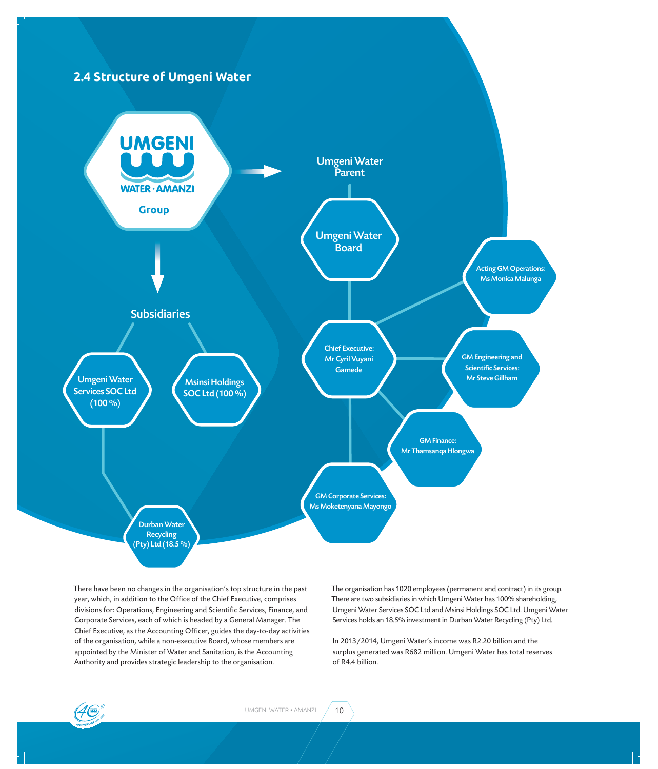## 2.4 Structure of Umgeni Water

UMGENI
WATER · AMANZI
Group

Umgeni Water Parent

Umgeni Water Board

Chief Executive: Mr Cyril Vuyani Gamede

Acting GM Operations: Ms Monica Malunga

GM Engineering and Scientific Services: Mr Steve Gillham

GM Finance: Mr Thamsanqa Hlongwa

GM Corporate Services: Ms Moketenyana Mayongo

Subsidiaries

Umgeni Water Services SOC Ltd (100 %)

Msinsi Holdings SOC Ltd (100 %)

Durban Water Recycling (Pty) Ltd (18.5 %)

There have been no changes in the organisation's top structure in the past year, which, in addition to the Office of the Chief Executive, comprises divisions for: Operations, Engineering and Scientific Services, Finance, and Corporate Services, each of which is headed by a General Manager. The Chief Executive, as the Accounting Officer, guides the day-to-day activities of the organisation, while a non-executive Board, whose members are appointed by the Minister of Water and Sanitation, is the Accounting Authority and provides strategic leadership to the organisation.

The organisation has 1020 employees (permanent and contract) in its group. There are two subsidiaries in which Umgeni Water has 100% shareholding, Umgeni Water Services SOC Ltd and Msinsi Holdings SOC Ltd. Umgeni Water Services holds an 18.5% investment in Durban Water Recycling (Pty) Ltd.

In 2013/2014, Umgeni Water's income was R2.20 billion and the surplus generated was R682 million. Umgeni Water has total reserves of R4.4 billion.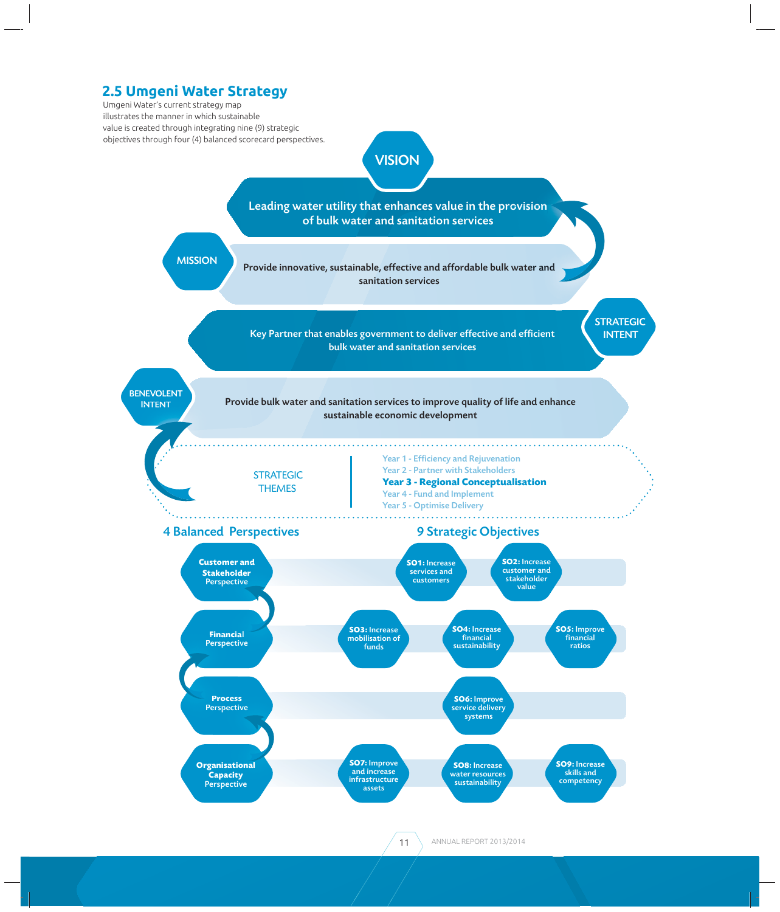## 2.5 Umgeni Water Strategy

Umgeni Water's current strategy map illustrates the manner in which sustainable value is created through integrating nine (9) strategic objectives through four (4) balanced scorecard perspectives.

**VISION**

Leading water utility that enhances value in the provision of bulk water and sanitation services

**MISSION**

Provide innovative, sustainable, effective and affordable bulk water and sanitation services

**STRATEGIC INTENT**

Key Partner that enables government to deliver effective and efficient bulk water and sanitation services

**BENEVOLENT INTENT**

Provide bulk water and sanitation services to improve quality of life and enhance sustainable economic development

**STRATEGIC THEMES**

- Year 1 - Efficiency and Rejuvenation
- Year 2 - Partner with Stakeholders
- **Year 3 - Regional Conceptualisation**
- Year 4 - Fund and Implement
- Year 5 - Optimise Delivery

| 4 Balanced Perspectives | 9 Strategic Objectives |
|---|---|
| **Customer and Stakeholder** Perspective | **SO1:** Increase services and customers; **SO2:** Increase customer and stakeholder value |
| **Financial** Perspective | **SO3:** Increase mobilisation of funds; **SO4:** Increase financial sustainability; **SO5:** Improve financial ratios |
| **Process** Perspective | **SO6:** Improve service delivery systems |
| **Organisational Capacity** Perspective | **SO7:** Improve and increase infrastructure assets; **SO8:** Increase water resources sustainability; **SO9:** Increase skills and competency |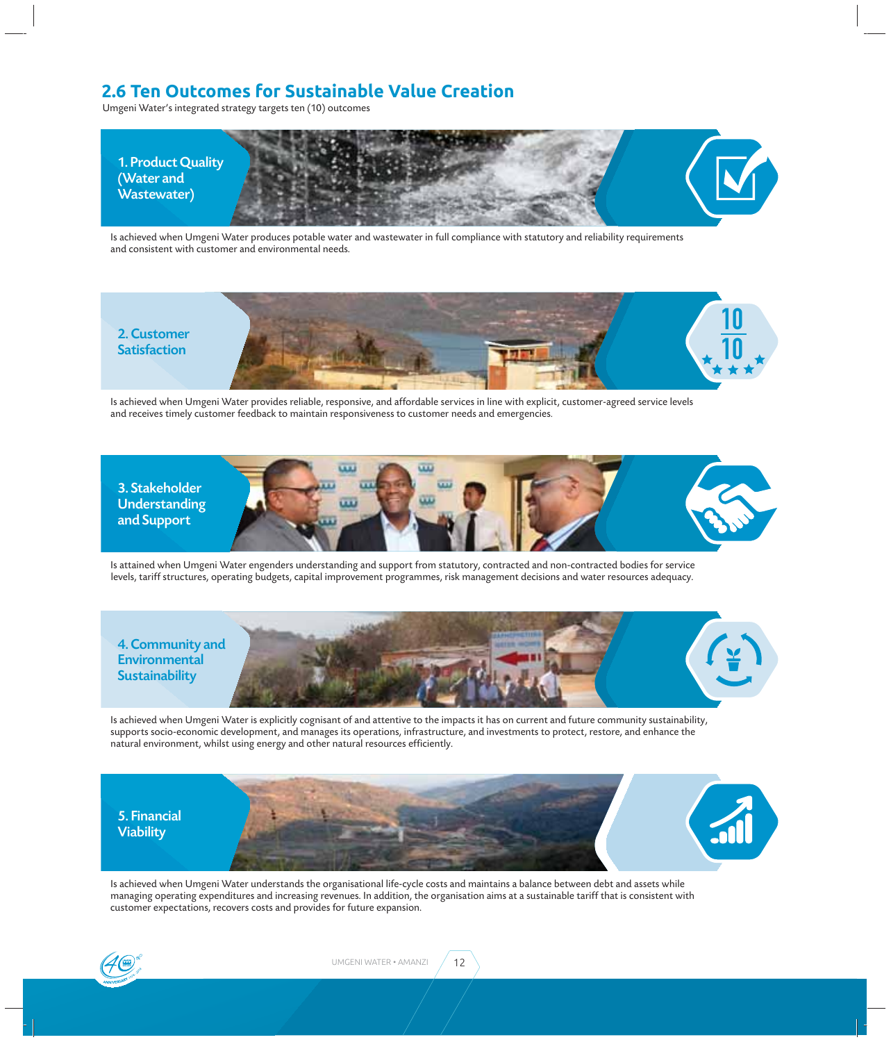## 2.6 Ten Outcomes for Sustainable Value Creation

Umgeni Water's integrated strategy targets ten (10) outcomes

### 1. Product Quality (Water and Wastewater)

Is achieved when Umgeni Water produces potable water and wastewater in full compliance with statutory and reliability requirements and consistent with customer and environmental needs.

### 2. Customer Satisfaction

Is achieved when Umgeni Water provides reliable, responsive, and affordable services in line with explicit, customer-agreed service levels and receives timely customer feedback to maintain responsiveness to customer needs and emergencies.

### 3. Stakeholder Understanding and Support

Is attained when Umgeni Water engenders understanding and support from statutory, contracted and non-contracted bodies for service levels, tariff structures, operating budgets, capital improvement programmes, risk management decisions and water resources adequacy.

### 4. Community and Environmental Sustainability

Is achieved when Umgeni Water is explicitly cognisant of and attentive to the impacts it has on current and future community sustainability, supports socio-economic development, and manages its operations, infrastructure, and investments to protect, restore, and enhance the natural environment, whilst using energy and other natural resources efficiently.

### 5. Financial Viability

Is achieved when Umgeni Water understands the organisational life-cycle costs and maintains a balance between debt and assets while managing operating expenditures and increasing revenues. In addition, the organisation aims at a sustainable tariff that is consistent with customer expectations, recovers costs and provides for future expansion.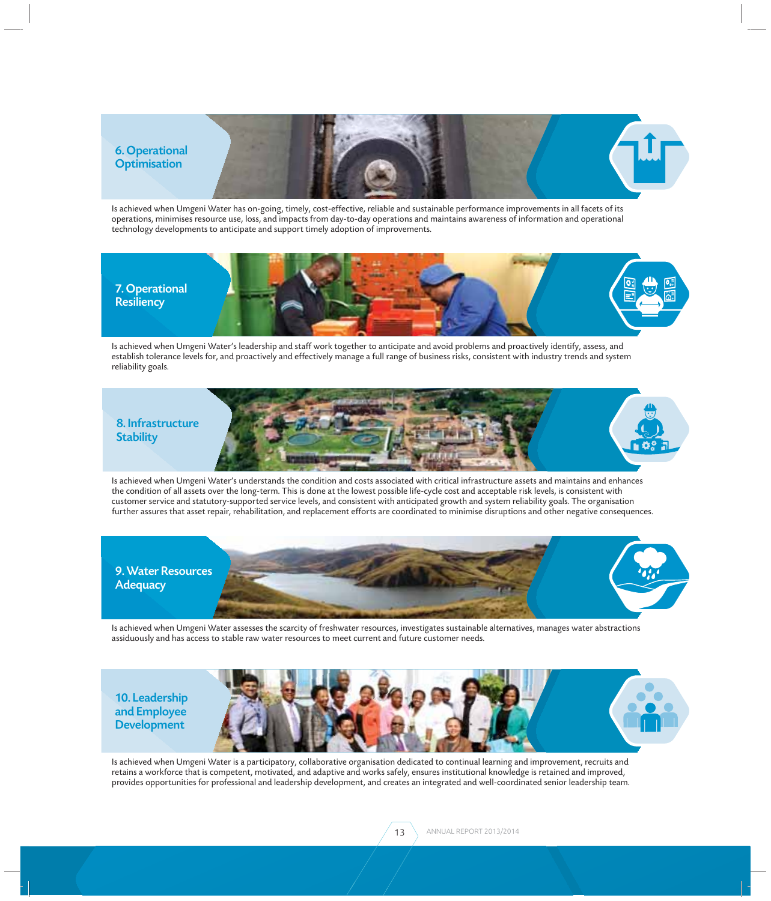## 6. Operational Optimisation

Is achieved when Umgeni Water has on-going, timely, cost-effective, reliable and sustainable performance improvements in all facets of its operations, minimises resource use, loss, and impacts from day-to-day operations and maintains awareness of information and operational technology developments to anticipate and support timely adoption of improvements.

## 7. Operational Resiliency

Is achieved when Umgeni Water's leadership and staff work together to anticipate and avoid problems and proactively identify, assess, and establish tolerance levels for, and proactively and effectively manage a full range of business risks, consistent with industry trends and system reliability goals.

## 8. Infrastructure Stability

Is achieved when Umgeni Water's understands the condition and costs associated with critical infrastructure assets and maintains and enhances the condition of all assets over the long-term. This is done at the lowest possible life-cycle cost and acceptable risk levels, is consistent with customer service and statutory-supported service levels, and consistent with anticipated growth and system reliability goals. The organisation further assures that asset repair, rehabilitation, and replacement efforts are coordinated to minimise disruptions and other negative consequences.

## 9. Water Resources Adequacy

Is achieved when Umgeni Water assesses the scarcity of freshwater resources, investigates sustainable alternatives, manages water abstractions assiduously and has access to stable raw water resources to meet current and future customer needs.

## 10. Leadership and Employee Development

Is achieved when Umgeni Water is a participatory, collaborative organisation dedicated to continual learning and improvement, recruits and retains a workforce that is competent, motivated, and adaptive and works safely, ensures institutional knowledge is retained and improved, provides opportunities for professional and leadership development, and creates an integrated and well-coordinated senior leadership team.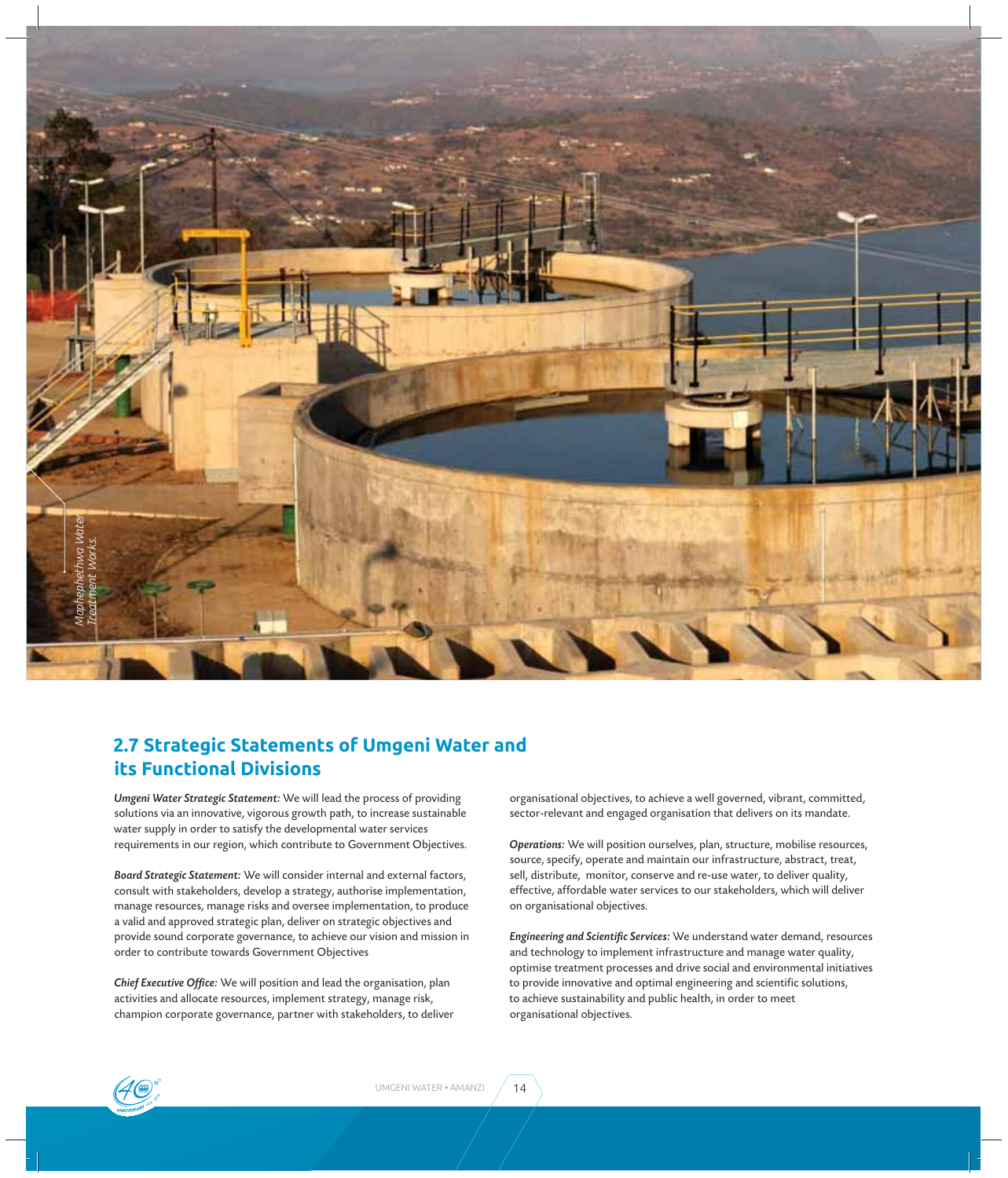Maphephethwa Water Treatment Works.

## 2.7 Strategic Statements of Umgeni Water and its Functional Divisions

***Umgeni Water Strategic Statement:*** We will lead the process of providing solutions via an innovative, vigorous growth path, to increase sustainable water supply in order to satisfy the developmental water services requirements in our region, which contribute to Government Objectives.

***Board Strategic Statement:*** We will consider internal and external factors, consult with stakeholders, develop a strategy, authorise implementation, manage resources, manage risks and oversee implementation, to produce a valid and approved strategic plan, deliver on strategic objectives and provide sound corporate governance, to achieve our vision and mission in order to contribute towards Government Objectives

***Chief Executive Office:*** We will position and lead the organisation, plan activities and allocate resources, implement strategy, manage risk, champion corporate governance, partner with stakeholders, to deliver organisational objectives, to achieve a well governed, vibrant, committed, sector-relevant and engaged organisation that delivers on its mandate.

***Operations:*** We will position ourselves, plan, structure, mobilise resources, source, specify, operate and maintain our infrastructure, abstract, treat, sell, distribute, monitor, conserve and re-use water, to deliver quality, effective, affordable water services to our stakeholders, which will deliver on organisational objectives.

***Engineering and Scientific Services:*** We understand water demand, resources and technology to implement infrastructure and manage water quality, optimise treatment processes and drive social and environmental initiatives to provide innovative and optimal engineering and scientific solutions, to achieve sustainability and public health, in order to meet organisational objectives.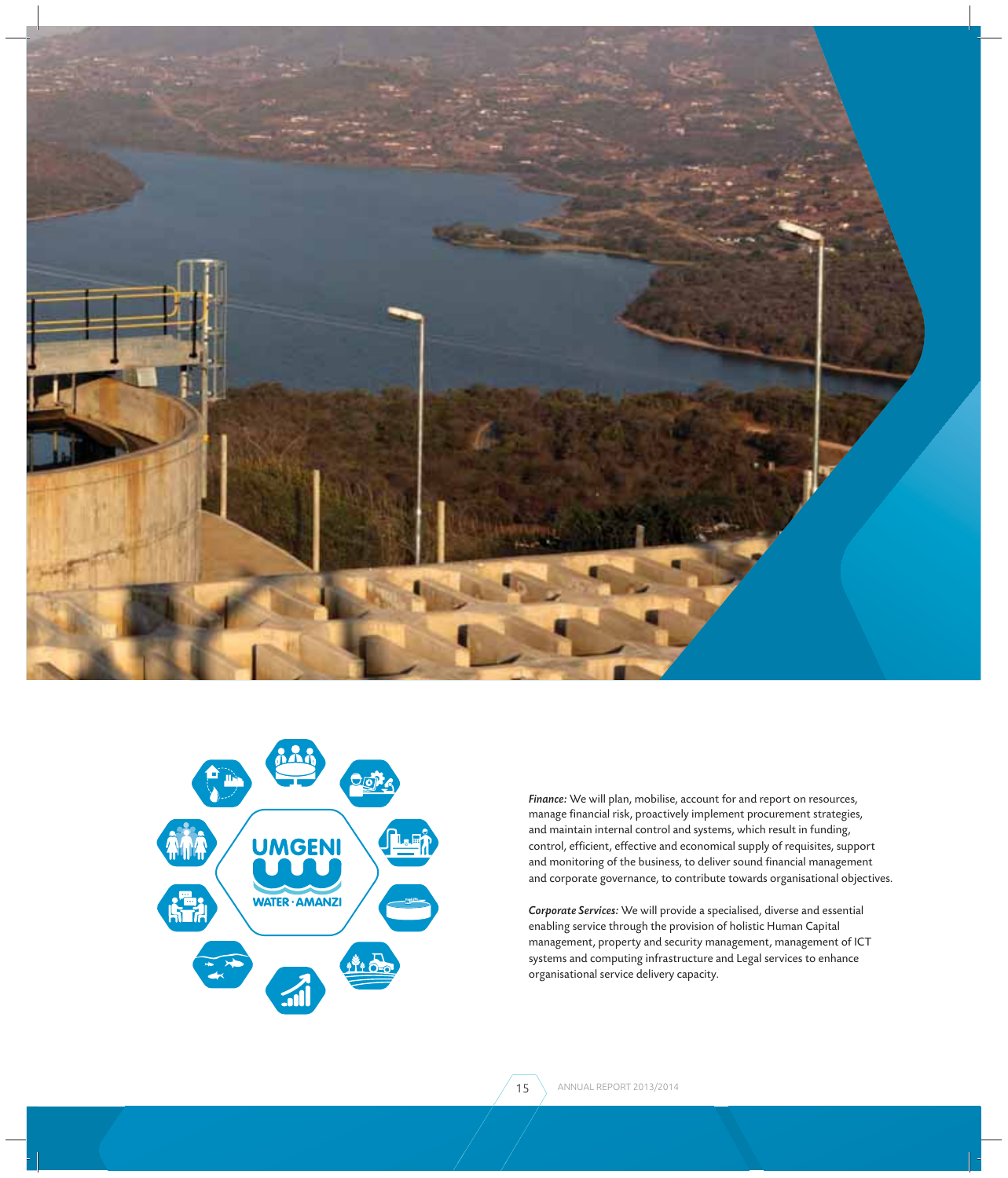UMGENI

WATER · AMANZI

*Finance:* We will plan, mobilise, account for and report on resources, manage financial risk, proactively implement procurement strategies, and maintain internal control and systems, which result in funding, control, efficient, effective and economical supply of requisites, support and monitoring of the business, to deliver sound financial management and corporate governance, to contribute towards organisational objectives.

*Corporate Services:* We will provide a specialised, diverse and essential enabling service through the provision of holistic Human Capital management, property and security management, management of ICT systems and computing infrastructure and Legal services to enhance organisational service delivery capacity.